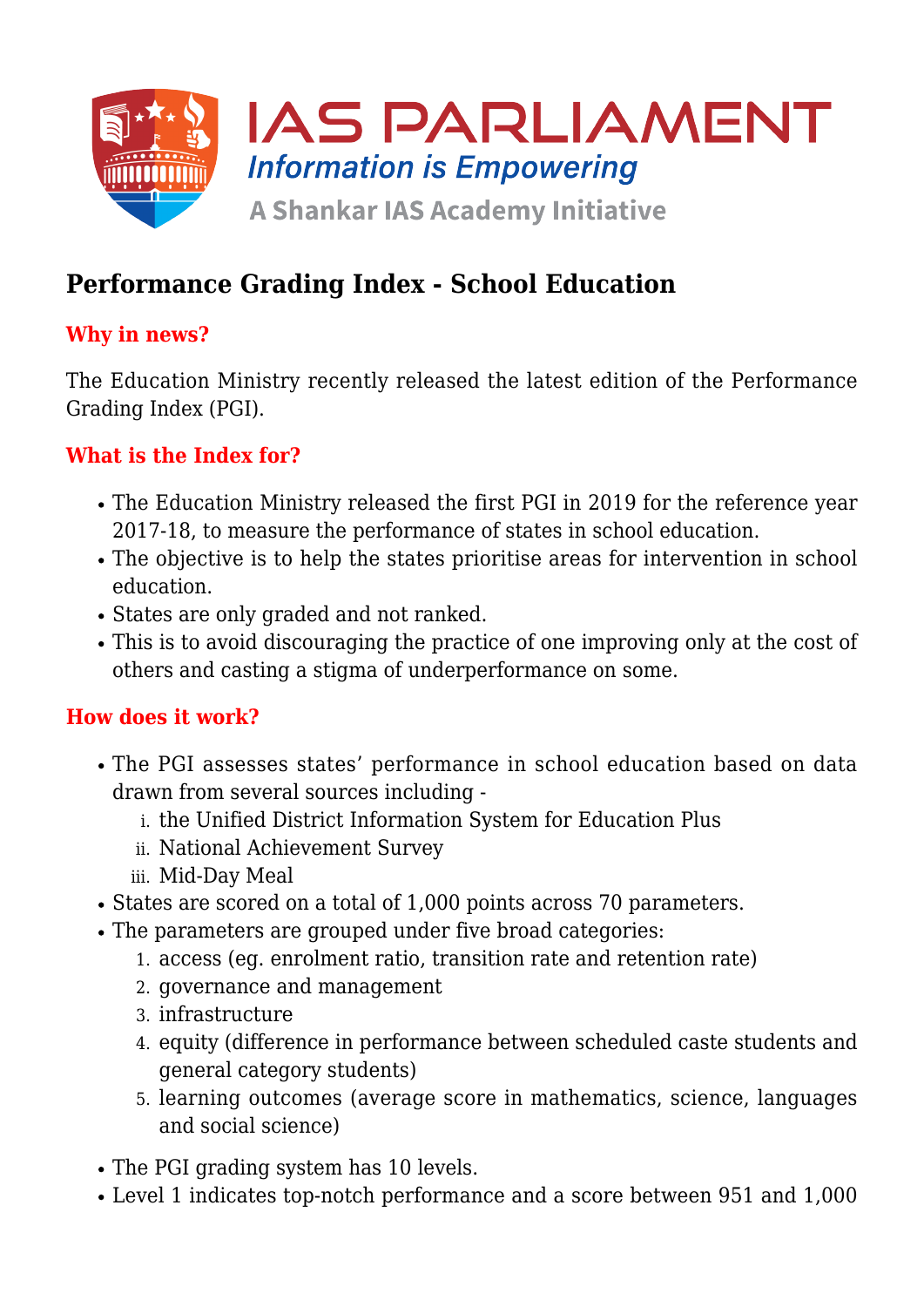# Performance Grading Index - School Education

## Why in news?

The Education Ministry recently released the latest edition of the Performance Grading Index (PGI).

## What is the Index for?

- The Education Ministry released the first PGI in 2019 for the reference year 2017-18, to measure the performance of states in school education.
- The objective is to help the states prioritise areas for intervention in school education.
- States are only graded and not ranked.
- This is to avoid discouraging the practice of one improving only at the cost of others and casting a stigma of underperformance on some.

## How does it work?

- The PGI assesses states' performance in school education based on data drawn from several sources including -
    1. the Unified District Information System for Education Plus
    2. National Achievement Survey
    3. Mid-Day Meal
- States are scored on a total of 1,000 points across 70 parameters.
- The parameters are grouped under five broad categories:
    1. access (eg. enrolment ratio, transition rate and retention rate)
    2. governance and management
    3. infrastructure
    4. equity (difference in performance between scheduled caste students and general category students)
    5. learning outcomes (average score in mathematics, science, languages and social science)
- The PGI grading system has 10 levels.
- Level 1 indicates top-notch performance and a score between 951 and 1,000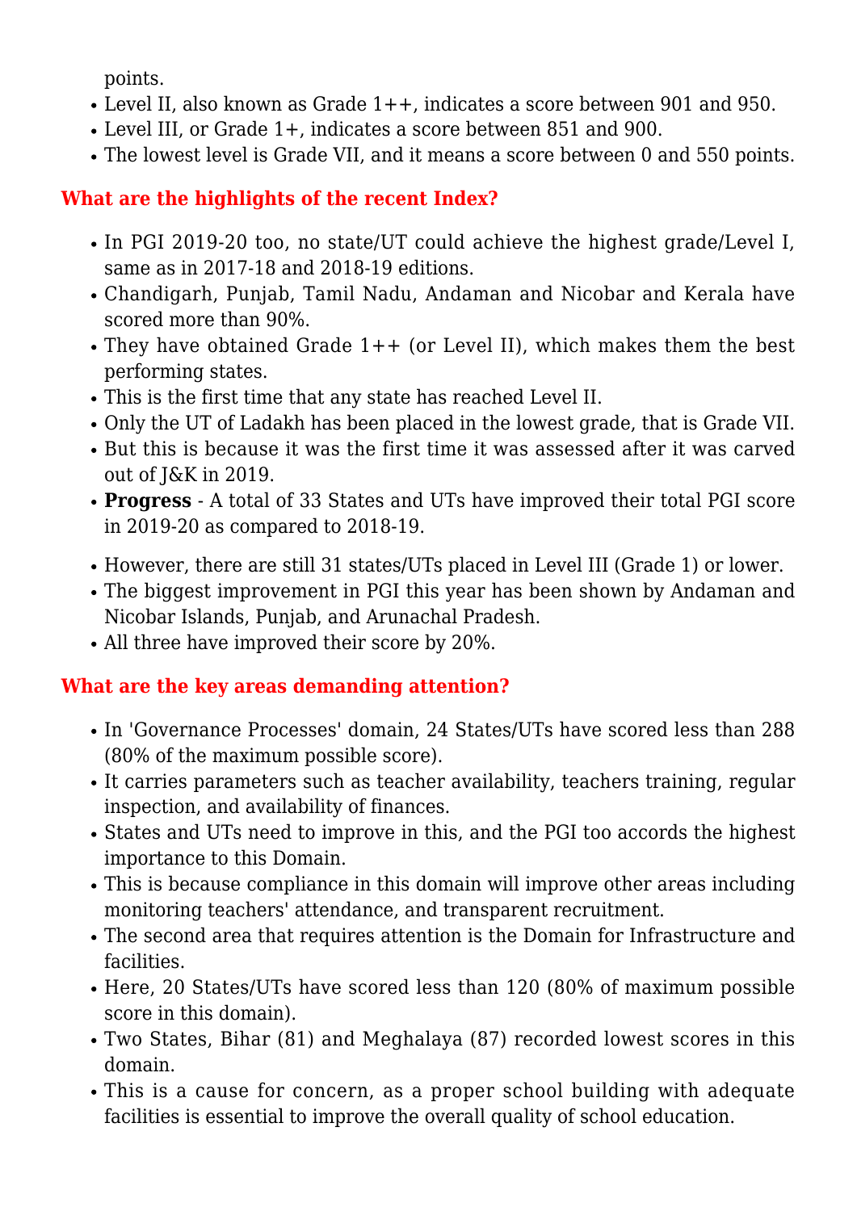points.

- Level II, also known as Grade 1++, indicates a score between 901 and 950.
- Level III, or Grade 1+, indicates a score between 851 and 900.
- The lowest level is Grade VII, and it means a score between 0 and 550 points.

## What are the highlights of the recent Index?

- In PGI 2019-20 too, no state/UT could achieve the highest grade/Level I, same as in 2017-18 and 2018-19 editions.
- Chandigarh, Punjab, Tamil Nadu, Andaman and Nicobar and Kerala have scored more than 90%.
- They have obtained Grade 1++ (or Level II), which makes them the best performing states.
- This is the first time that any state has reached Level II.
- Only the UT of Ladakh has been placed in the lowest grade, that is Grade VII.
- But this is because it was the first time it was assessed after it was carved out of J&K in 2019.
- **Progress** - A total of 33 States and UTs have improved their total PGI score in 2019-20 as compared to 2018-19.
- However, there are still 31 states/UTs placed in Level III (Grade 1) or lower.
- The biggest improvement in PGI this year has been shown by Andaman and Nicobar Islands, Punjab, and Arunachal Pradesh.
- All three have improved their score by 20%.

## What are the key areas demanding attention?

- In 'Governance Processes' domain, 24 States/UTs have scored less than 288 (80% of the maximum possible score).
- It carries parameters such as teacher availability, teachers training, regular inspection, and availability of finances.
- States and UTs need to improve in this, and the PGI too accords the highest importance to this Domain.
- This is because compliance in this domain will improve other areas including monitoring teachers' attendance, and transparent recruitment.
- The second area that requires attention is the Domain for Infrastructure and facilities.
- Here, 20 States/UTs have scored less than 120 (80% of maximum possible score in this domain).
- Two States, Bihar (81) and Meghalaya (87) recorded lowest scores in this domain.
- This is a cause for concern, as a proper school building with adequate facilities is essential to improve the overall quality of school education.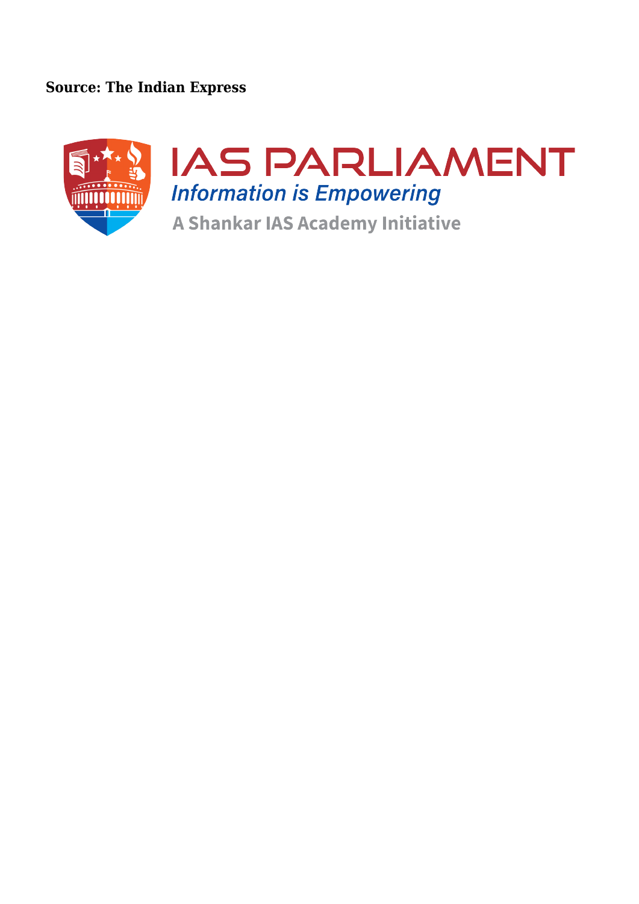**Source: The Indian Express**